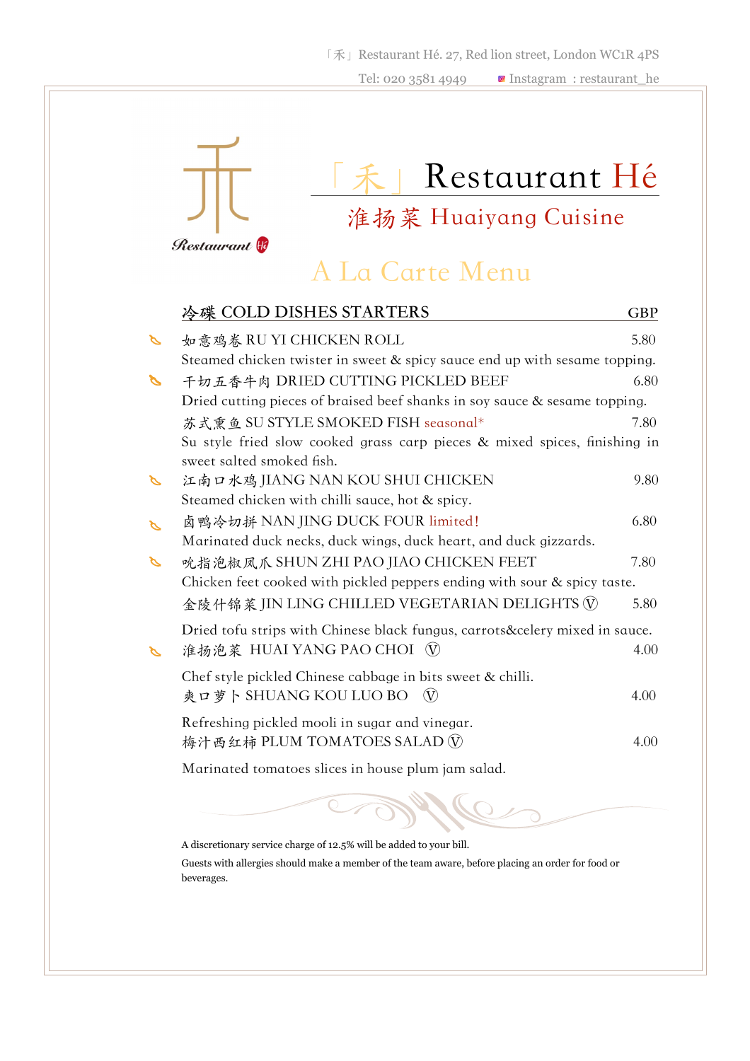「禾」Restaurant Hé. 27, Red lion street, London WC1R 4PS

Tel: 020 3581 4949 Instagram : restaurant_he

# 「禾」Restaurant Hé

## 淮扬菜 Huaiyang Cuisine

## A La Carte Menu

### 冷碟 COLD DISHES STARTERS — GBP

**如意鸡卷 RU YI CHICKEN ROLL** 5.80
Steamed chicken twister in sweet & spicy sauce end up with sesame topping.

**干切五香牛肉 DRIED CUTTING PICKLED BEEF** 6.80
Dried cutting pieces of braised beef shanks in soy sauce & sesame topping.

**苏式熏鱼 SU STYLE SMOKED FISH** seasonal* 7.80
Su style fried slow cooked grass carp pieces & mixed spices, finishing in sweet salted smoked fish.

**江南口水鸡 JIANG NAN KOU SHUI CHICKEN** 9.80
Steamed chicken with chilli sauce, hot & spicy.

**卤鸭冷切拼 NAN JING DUCK FOUR** limited! 6.80
Marinated duck necks, duck wings, duck heart, and duck gizzards.

**吮指泡椒凤爪 SHUN ZHI PAO JIAO CHICKEN FEET** 7.80
Chicken feet cooked with pickled peppers ending with sour & spicy taste.

**金陵什锦菜 JIN LING CHILLED VEGETARIAN DELIGHTS** Ⓥ 5.80
Dried tofu strips with Chinese black fungus, carrots&celery mixed in sauce.

**淮扬泡菜 HUAI YANG PAO CHOI** Ⓥ 4.00
Chef style pickled Chinese cabbage in bits sweet & chilli.

**爽口萝卜 SHUANG KOU LUO BO** Ⓥ 4.00
Refreshing pickled mooli in sugar and vinegar.

**梅汁西红柿 PLUM TOMATOES SALAD** Ⓥ 4.00
Marinated tomatoes slices in house plum jam salad.

A discretionary service charge of 12.5% will be added to your bill.

Guests with allergies should make a member of the team aware, before placing an order for food or beverages.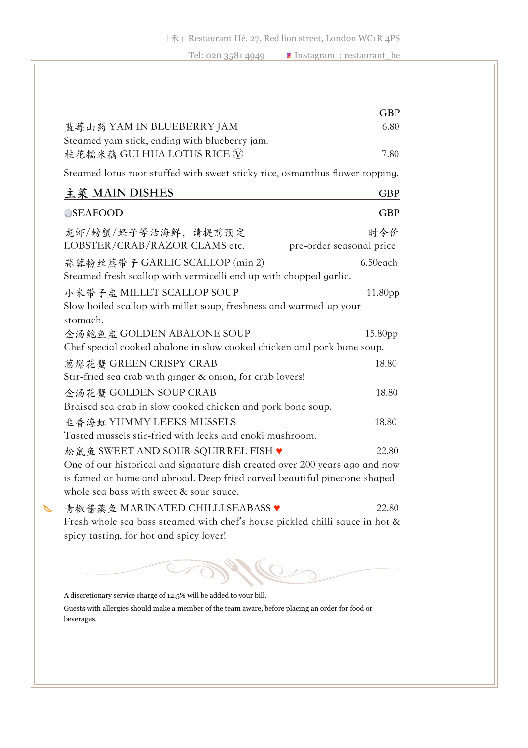GBP

蓝莓山药 YAM IN BLUEBERRY JAM — 6.80
Steamed yam stick, ending with blueberry jam.

桂花糯米藕 GUI HUA LOTUS RICE Ⓥ — 7.80
Steamed lotus root stuffed with sweet sticky rice, osmanthus flower topping.

## 主菜 MAIN DISHES — GBP

### SEAFOOD — GBP

龙虾/螃蟹/蛏子等活海鲜，请提前预定 — 时令价
LOBSTER/CRAB/RAZOR CLAMS etc. — pre-order seasonal price

蒜蓉粉丝蒸带子 GARLIC SCALLOP (min 2) — 6.50each
Steamed fresh scallop with vermicelli end up with chopped garlic.

小米带子盅 MILLET SCALLOP SOUP — 11.80pp
Slow boiled scallop with millet soup, freshness and warmed-up your stomach.

金汤鲍鱼盅 GOLDEN ABALONE SOUP — 15.80pp
Chef special cooked abalone in slow cooked chicken and pork bone soup.

葱爆花蟹 GREEN CRISPY CRAB — 18.80
Stir-fried sea crab with ginger & onion, for crab lovers!

金汤花蟹 GOLDEN SOUP CRAB — 18.80
Braised sea crab in slow cooked chicken and pork bone soup.

韭香海虹 YUMMY LEEKS MUSSELS — 18.80
Tasted mussels stir-fried with leeks and enoki mushroom.

松鼠鱼 SWEET AND SOUR SQUIRREL FISH ♥ — 22.80
One of our historical and signature dish created over 200 years ago and now is famed at home and abroad. Deep fried carved beautiful pinecone-shaped whole sea bass with sweet & sour sauce.

青椒酱蒸鱼 MARINATED CHILLI SEABASS ♥ — 22.80
Fresh whole sea bass steamed with chef's house pickled chilli sauce in hot & spicy tasting, for hot and spicy lover!

A discretionary service charge of 12.5% will be added to your bill.

Guests with allergies should make a member of the team aware, before placing an order for food or beverages.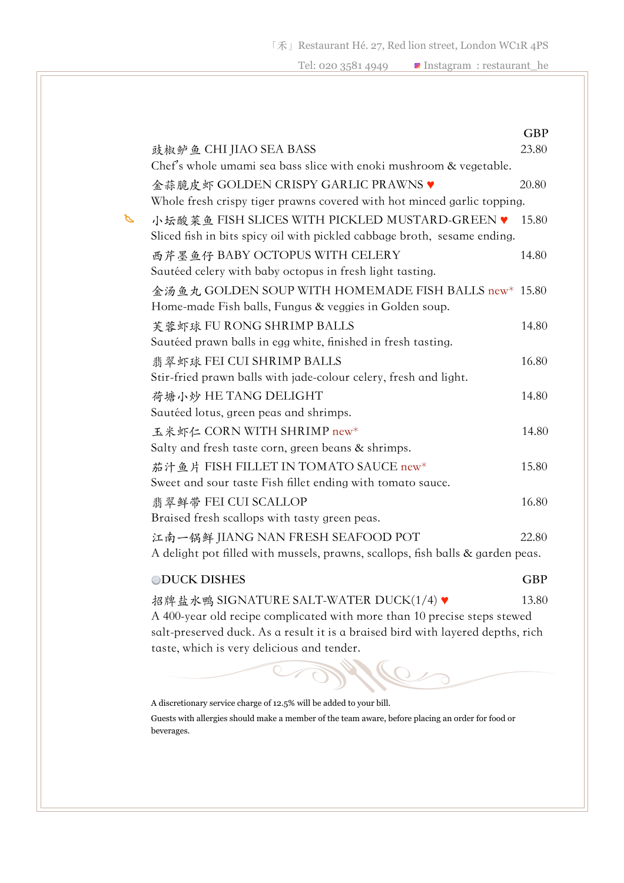| | GBP |
|---|---|
| 豉椒鲈鱼 CHI JIAO SEA BASS<br>Chef's whole umami sea bass slice with enoki mushroom & vegetable. | 23.80 |
| 金蒜脆皮虾 GOLDEN CRISPY GARLIC PRAWNS ♥<br>Whole fresh crispy tiger prawns covered with hot minced garlic topping. | 20.80 |
| 小坛酸菜鱼 FISH SLICES WITH PICKLED MUSTARD-GREEN ♥<br>Sliced fish in bits spicy oil with pickled cabbage broth, sesame ending. | 15.80 |
| 西芹墨鱼仔 BABY OCTOPUS WITH CELERY<br>Sautéed celery with baby octopus in fresh light tasting. | 14.80 |
| 金汤鱼丸 GOLDEN SOUP WITH HOMEMADE FISH BALLS new*<br>Home-made Fish balls, Fungus & veggies in Golden soup. | 15.80 |
| 芙蓉虾球 FU RONG SHRIMP BALLS<br>Sautéed prawn balls in egg white, finished in fresh tasting. | 14.80 |
| 翡翠虾球 FEI CUI SHRIMP BALLS<br>Stir-fried prawn balls with jade-colour celery, fresh and light. | 16.80 |
| 荷塘小炒 HE TANG DELIGHT<br>Sautéed lotus, green peas and shrimps. | 14.80 |
| 玉米虾仁 CORN WITH SHRIMP new*<br>Salty and fresh taste corn, green beans & shrimps. | 14.80 |
| 茄汁鱼片 FISH FILLET IN TOMATO SAUCE new*<br>Sweet and sour taste Fish fillet ending with tomato sauce. | 15.80 |
| 翡翠鲜带 FEI CUI SCALLOP<br>Braised fresh scallops with tasty green peas. | 16.80 |
| 江南一锅鲜 JIANG NAN FRESH SEAFOOD POT<br>A delight pot filled with mussels, prawns, scallops, fish balls & garden peas. | 22.80 |

## DUCK DISHES

| | GBP |
|---|---|
| 招牌盐水鸭 SIGNATURE SALT-WATER DUCK(1/4) ♥<br>A 400-year old recipe complicated with more than 10 precise steps stewed salt-preserved duck. As a result it is a braised bird with layered depths, rich taste, which is very delicious and tender. | 13.80 |

A discretionary service charge of 12.5% will be added to your bill.

Guests with allergies should make a member of the team aware, before placing an order for food or beverages.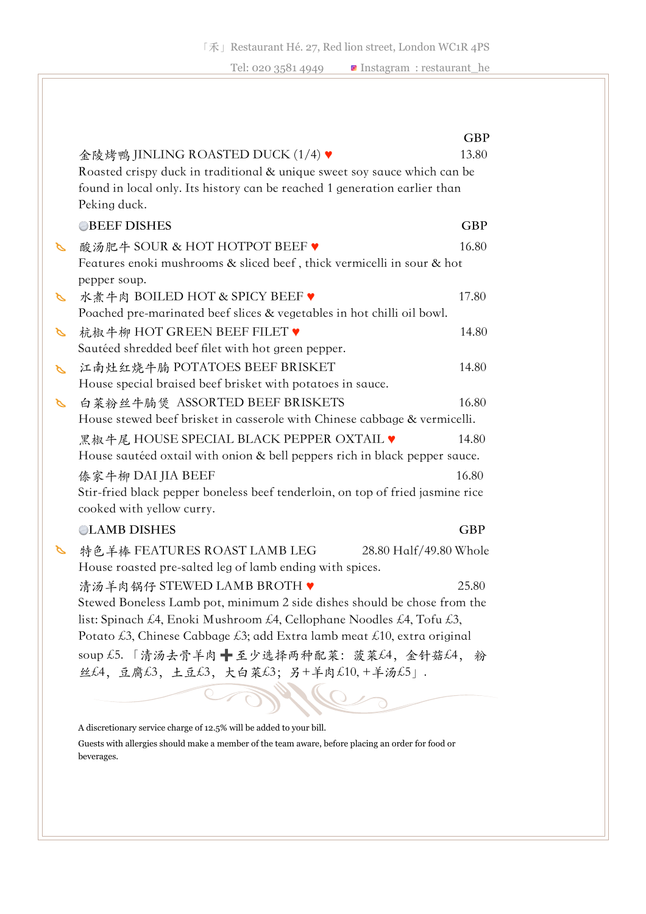GBP

**金陵烤鸭 JINLING ROASTED DUCK (1/4) ♥** — 13.80

Roasted crispy duck in traditional & unique sweet soy sauce which can be found in local only. Its history can be reached 1 generation earlier than Peking duck.

## BEEF DISHES — GBP

**酸汤肥牛 SOUR & HOT HOTPOT BEEF ♥** — 16.80

Features enoki mushrooms & sliced beef , thick vermicelli in sour & hot pepper soup.

**水煮牛肉 BOILED HOT & SPICY BEEF ♥** — 17.80

Poached pre-marinated beef slices & vegetables in hot chilli oil bowl.

**杭椒牛柳 HOT GREEN BEEF FILET ♥** — 14.80

Sautéed shredded beef filet with hot green pepper.

**江南灶红烧牛腩 POTATOES BEEF BRISKET** — 14.80

House special braised beef brisket with potatoes in sauce.

**白菜粉丝牛腩煲 ASSORTED BEEF BRISKETS** — 16.80

House stewed beef brisket in casserole with Chinese cabbage & vermicelli.

**黑椒牛尾 HOUSE SPECIAL BLACK PEPPER OXTAIL ♥** — 14.80

House sautéed oxtail with onion & bell peppers rich in black pepper sauce.

**傣家牛柳 DAI JIA BEEF** — 16.80

Stir-fried black pepper boneless beef tenderloin, on top of fried jasmine rice cooked with yellow curry.

## LAMB DISHES — GBP

**特色羊棒 FEATURES ROAST LAMB LEG** — 28.80 Half/49.80 Whole

House roasted pre-salted leg of lamb ending with spices.

**清汤羊肉锅仔 STEWED LAMB BROTH ♥** — 25.80

Stewed Boneless Lamb pot, minimum 2 side dishes should be chose from the list: Spinach £4, Enoki Mushroom £4, Cellophane Noodles £4, Tofu £3, Potato £3, Chinese Cabbage £3; add Extra lamb meat £10, extra original soup £5. 「清汤去骨羊肉 ➕ 至少选择两种配菜：菠菜£4，金针菇£4，粉丝£4，豆腐£3，土豆£3，大白菜£3；另+羊肉£10, +羊汤£5」.

A discretionary service charge of 12.5% will be added to your bill.

Guests with allergies should make a member of the team aware, before placing an order for food or beverages.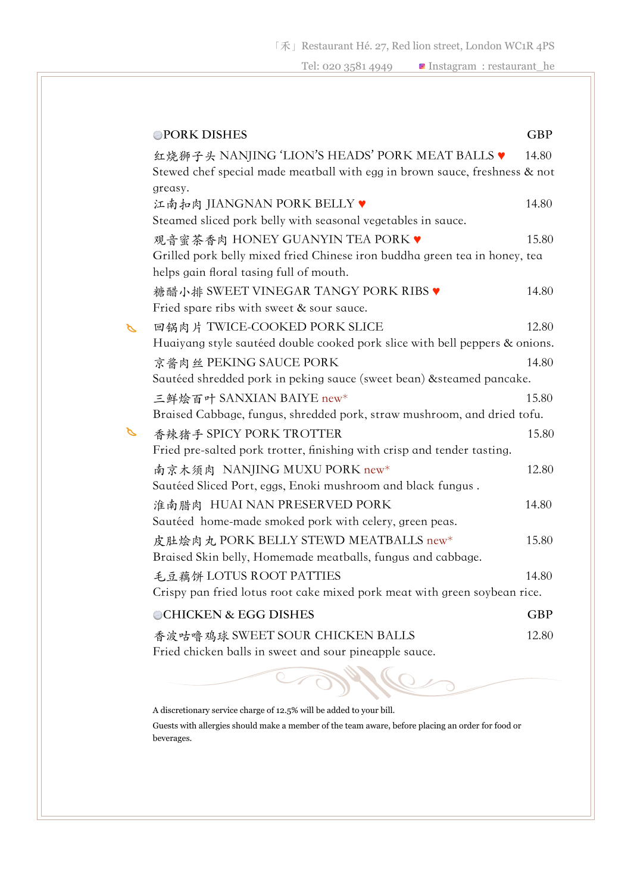## PORK DISHES

**GBP**

红烧狮子头 NANJING 'LION'S HEADS' PORK MEAT BALLS ♥ — 14.80
Stewed chef special made meatball with egg in brown sauce, freshness & not greasy.

江南扣肉 JIANGNAN PORK BELLY ♥ — 14.80
Steamed sliced pork belly with seasonal vegetables in sauce.

观音蜜茶香肉 HONEY GUANYIN TEA PORK ♥ — 15.80
Grilled pork belly mixed fried Chinese iron buddha green tea in honey, tea helps gain floral tasing full of mouth.

糖醋小排 SWEET VINEGAR TANGY PORK RIBS ♥ — 14.80
Fried spare ribs with sweet & sour sauce.

回锅肉片 TWICE-COOKED PORK SLICE — 12.80
Huaiyang style sautéed double cooked pork slice with bell peppers & onions.

京酱肉丝 PEKING SAUCE PORK — 14.80
Sautéed shredded pork in peking sauce (sweet bean) &steamed pancake.

三鲜烩百叶 SANXIAN BAIYE new* — 15.80
Braised Cabbage, fungus, shredded pork, straw mushroom, and dried tofu.

香辣猪手 SPICY PORK TROTTER — 15.80
Fried pre-salted pork trotter, finishing with crisp and tender tasting.

南京木须肉 NANJING MUXU PORK new* — 12.80
Sautéed Sliced Port, eggs, Enoki mushroom and black fungus .

淮南腊肉 HUAI NAN PRESERVED PORK — 14.80
Sautéed home-made smoked pork with celery, green peas.

皮肚烩肉丸 PORK BELLY STEWD MEATBALLS new* — 15.80
Braised Skin belly, Homemade meatballs, fungus and cabbage.

毛豆藕饼 LOTUS ROOT PATTIES — 14.80
Crispy pan fried lotus root cake mixed pork meat with green soybean rice.

## CHICKEN & EGG DISHES

**GBP**

香波咕噜鸡球 SWEET SOUR CHICKEN BALLS — 12.80
Fried chicken balls in sweet and sour pineapple sauce.

A discretionary service charge of 12.5% will be added to your bill.

Guests with allergies should make a member of the team aware, before placing an order for food or beverages.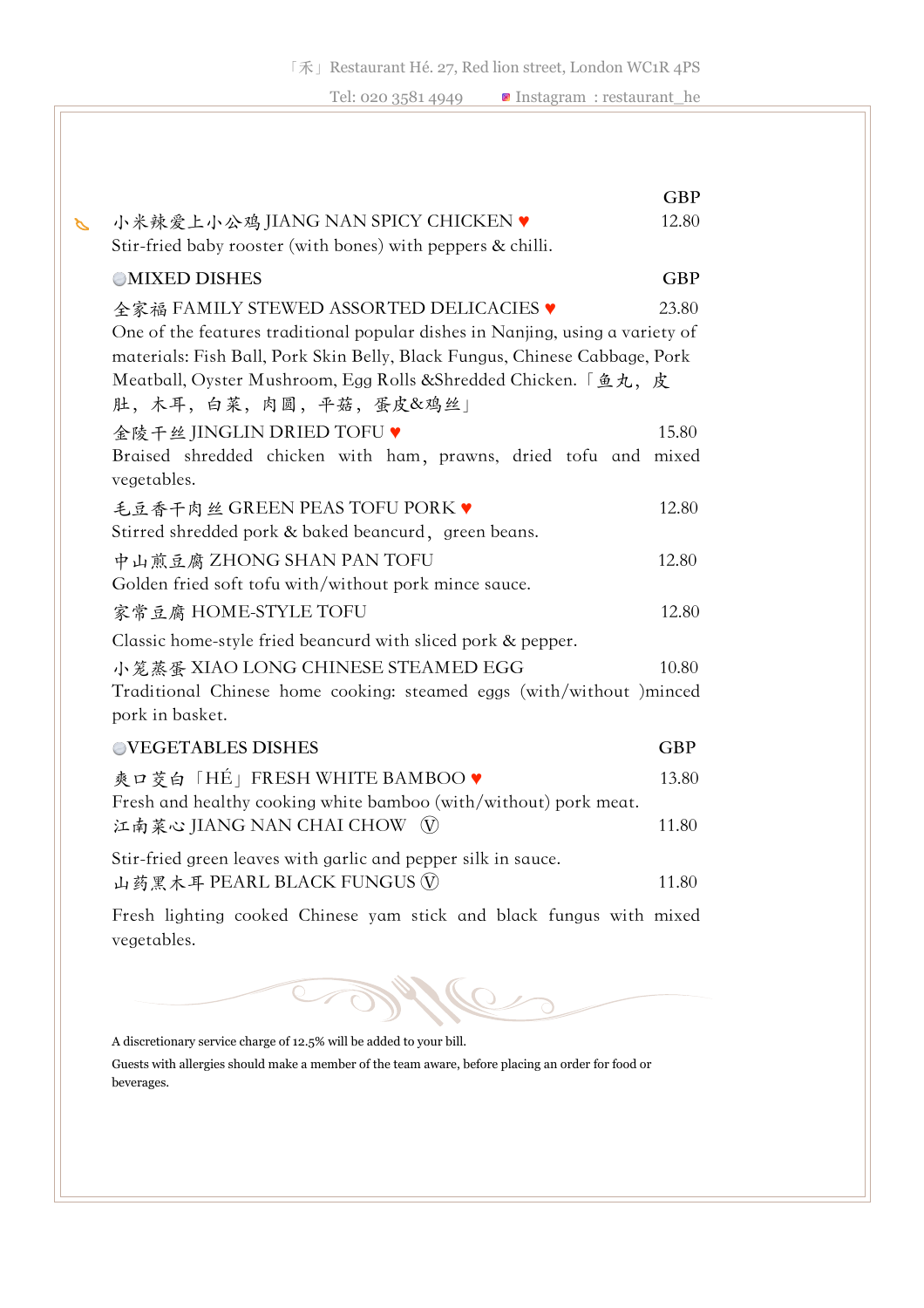| | GBP |
|---|---|
| 小米辣爱上小公鸡 JIANG NAN SPICY CHICKEN ♥<br>Stir-fried baby rooster (with bones) with peppers & chilli. | 12.80 |

## MIXED DISHES

| | GBP |
|---|---|
| 全家福 FAMILY STEWED ASSORTED DELICACIES ♥<br>One of the features traditional popular dishes in Nanjing, using a variety of materials: Fish Ball, Pork Skin Belly, Black Fungus, Chinese Cabbage, Pork Meatball, Oyster Mushroom, Egg Rolls &Shredded Chicken.「鱼丸，皮肚，木耳，白菜，肉圆，平菇，蛋皮&鸡丝」 | 23.80 |
| 金陵干丝 JINGLIN DRIED TOFU ♥<br>Braised shredded chicken with ham, prawns, dried tofu and mixed vegetables. | 15.80 |
| 毛豆香干肉丝 GREEN PEAS TOFU PORK ♥<br>Stirred shredded pork & baked beancurd, green beans. | 12.80 |
| 中山煎豆腐 ZHONG SHAN PAN TOFU<br>Golden fried soft tofu with/without pork mince sauce. | 12.80 |
| 家常豆腐 HOME-STYLE TOFU<br>Classic home-style fried beancurd with sliced pork & pepper. | 12.80 |
| 小笼蒸蛋 XIAO LONG CHINESE STEAMED EGG<br>Traditional Chinese home cooking: steamed eggs (with/without )minced pork in basket. | 10.80 |

## VEGETABLES DISHES

| | GBP |
|---|---|
| 爽口茭白「HÉ」FRESH WHITE BAMBOO ♥<br>Fresh and healthy cooking white bamboo (with/without) pork meat. | 13.80 |
| 江南菜心 JIANG NAN CHAI CHOW Ⓥ<br>Stir-fried green leaves with garlic and pepper silk in sauce. | 11.80 |
| 山药黑木耳 PEARL BLACK FUNGUS Ⓥ<br>Fresh lighting cooked Chinese yam stick and black fungus with mixed vegetables. | 11.80 |

A discretionary service charge of 12.5% will be added to your bill.

Guests with allergies should make a member of the team aware, before placing an order for food or beverages.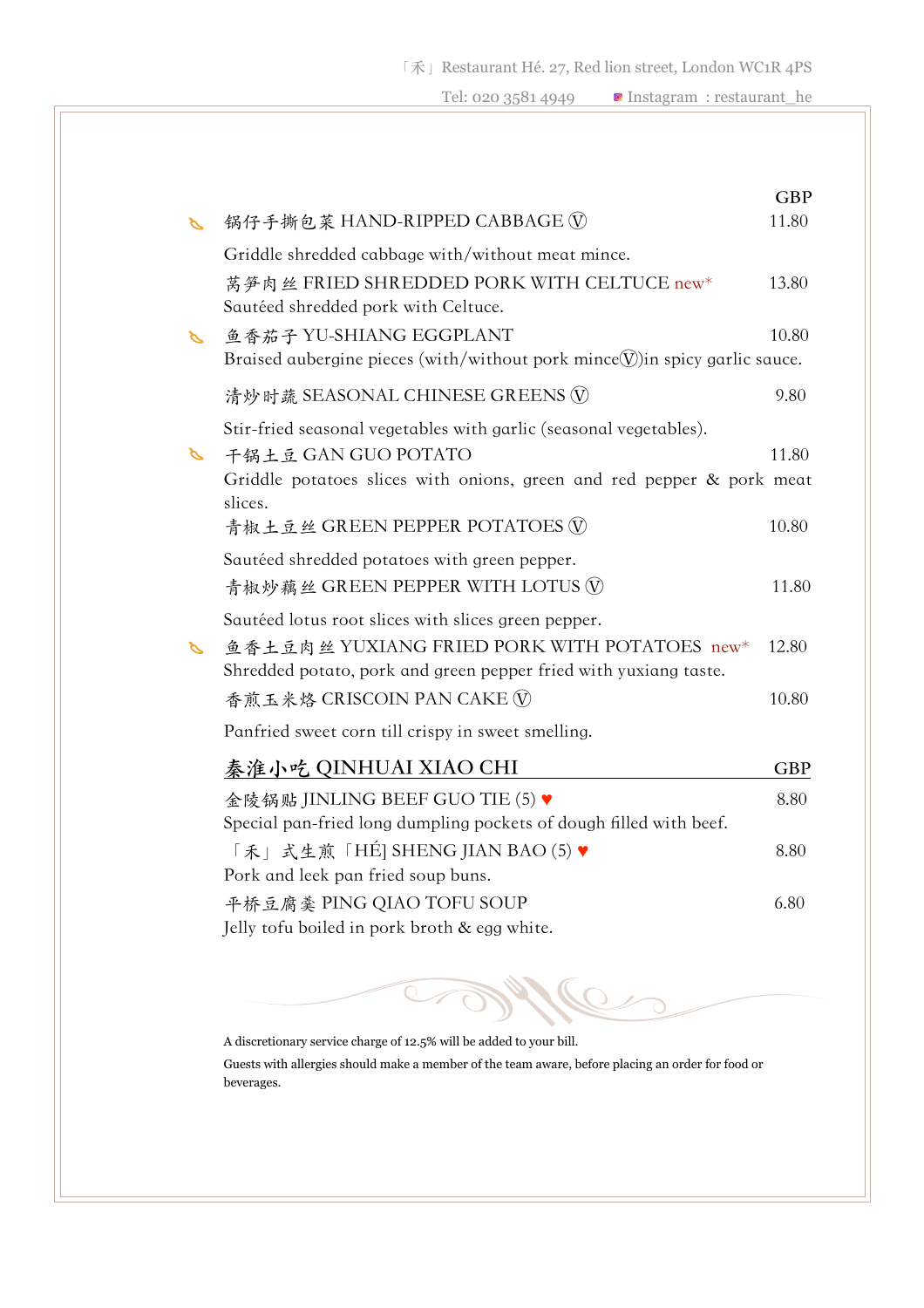「禾」Restaurant Hé. 27, Red lion street, London WC1R 4PS

Tel: 020 3581 4949 Instagram : restaurant_he

| | | GBP |
|---|---|---|
| 🌶 | 锅仔手撕包菜 HAND-RIPPED CABBAGE Ⓥ<br>Griddle shredded cabbage with/without meat mince. | 11.80 |
| | 莴笋肉丝 FRIED SHREDDED PORK WITH CELTUCE new*<br>Sautéed shredded pork with Celtuce. | 13.80 |
| 🌶 | 鱼香茄子 YU-SHIANG EGGPLANT<br>Braised aubergine pieces (with/without pork mince Ⓥ)in spicy garlic sauce. | 10.80 |
| | 清炒时蔬 SEASONAL CHINESE GREENS Ⓥ<br>Stir-fried seasonal vegetables with garlic (seasonal vegetables). | 9.80 |
| 🌶 | 干锅土豆 GAN GUO POTATO<br>Griddle potatoes slices with onions, green and red pepper & pork meat slices. | 11.80 |
| | 青椒土豆丝 GREEN PEPPER POTATOES Ⓥ<br>Sautéed shredded potatoes with green pepper. | 10.80 |
| | 青椒炒藕丝 GREEN PEPPER WITH LOTUS Ⓥ<br>Sautéed lotus root slices with slices green pepper. | 11.80 |
| 🌶 | 鱼香土豆肉丝 YUXIANG FRIED PORK WITH POTATOES new*<br>Shredded potato, pork and green pepper fried with yuxiang taste. | 12.80 |
| | 香煎玉米烙 CRISCOIN PAN CAKE Ⓥ<br>Panfried sweet corn till crispy in sweet smelling. | 10.80 |

## 秦淮小吃 QINHUAI XIAO CHI

| | GBP |
|---|---|
| 金陵锅贴 JINLING BEEF GUO TIE (5) ♥<br>Special pan-fried long dumpling pockets of dough filled with beef. | 8.80 |
| 「禾」式生煎「HÉ] SHENG JIAN BAO (5) ♥<br>Pork and leek pan fried soup buns. | 8.80 |
| 平桥豆腐羹 PING QIAO TOFU SOUP<br>Jelly tofu boiled in pork broth & egg white. | 6.80 |

A discretionary service charge of 12.5% will be added to your bill.

Guests with allergies should make a member of the team aware, before placing an order for food or beverages.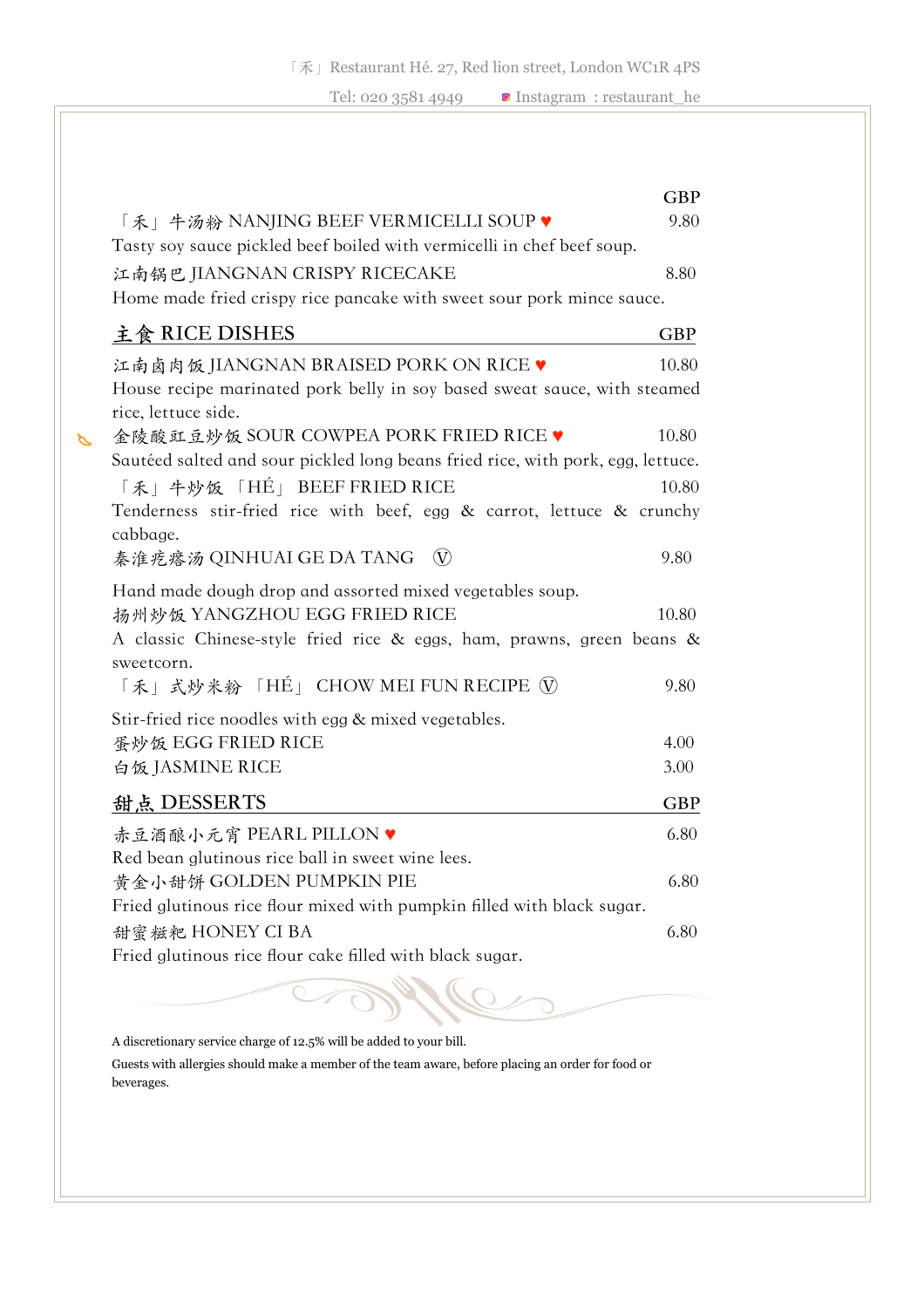GBP

「禾」牛汤粉 NANJING BEEF VERMICELLI SOUP ♥ 9.80
Tasty soy sauce pickled beef boiled with vermicelli in chef beef soup.

江南锅巴 JIANGNAN CRISPY RICECAKE 8.80
Home made fried crispy rice pancake with sweet sour pork mince sauce.

## 主食 RICE DISHES GBP

江南卤肉饭 JIANGNAN BRAISED PORK ON RICE ♥ 10.80
House recipe marinated pork belly in soy based sweat sauce, with steamed rice, lettuce side.

金陵酸豇豆炒饭 SOUR COWPEA PORK FRIED RICE ♥ 10.80
Sautéed salted and sour pickled long beans fried rice, with pork, egg, lettuce.

「禾」牛炒饭 「HÉ」 BEEF FRIED RICE 10.80
Tenderness stir-fried rice with beef, egg & carrot, lettuce & crunchy cabbage.

秦淮疙瘩汤 QINHUAI GE DA TANG Ⓥ 9.80
Hand made dough drop and assorted mixed vegetables soup.

扬州炒饭 YANGZHOU EGG FRIED RICE 10.80
A classic Chinese-style fried rice & eggs, ham, prawns, green beans & sweetcorn.

「禾」式炒米粉 「HÉ」 CHOW MEI FUN RECIPE Ⓥ 9.80
Stir-fried rice noodles with egg & mixed vegetables.

蛋炒饭 EGG FRIED RICE 4.00

白饭 JASMINE RICE 3.00

## 甜点 DESSERTS GBP

赤豆酒酿小元宵 PEARL PILLON ♥ 6.80
Red bean glutinous rice ball in sweet wine lees.

黄金小甜饼 GOLDEN PUMPKIN PIE 6.80
Fried glutinous rice flour mixed with pumpkin filled with black sugar.

甜蜜糍粑 HONEY CI BA 6.80
Fried glutinous rice flour cake filled with black sugar.

A discretionary service charge of 12.5% will be added to your bill.

Guests with allergies should make a member of the team aware, before placing an order for food or beverages.